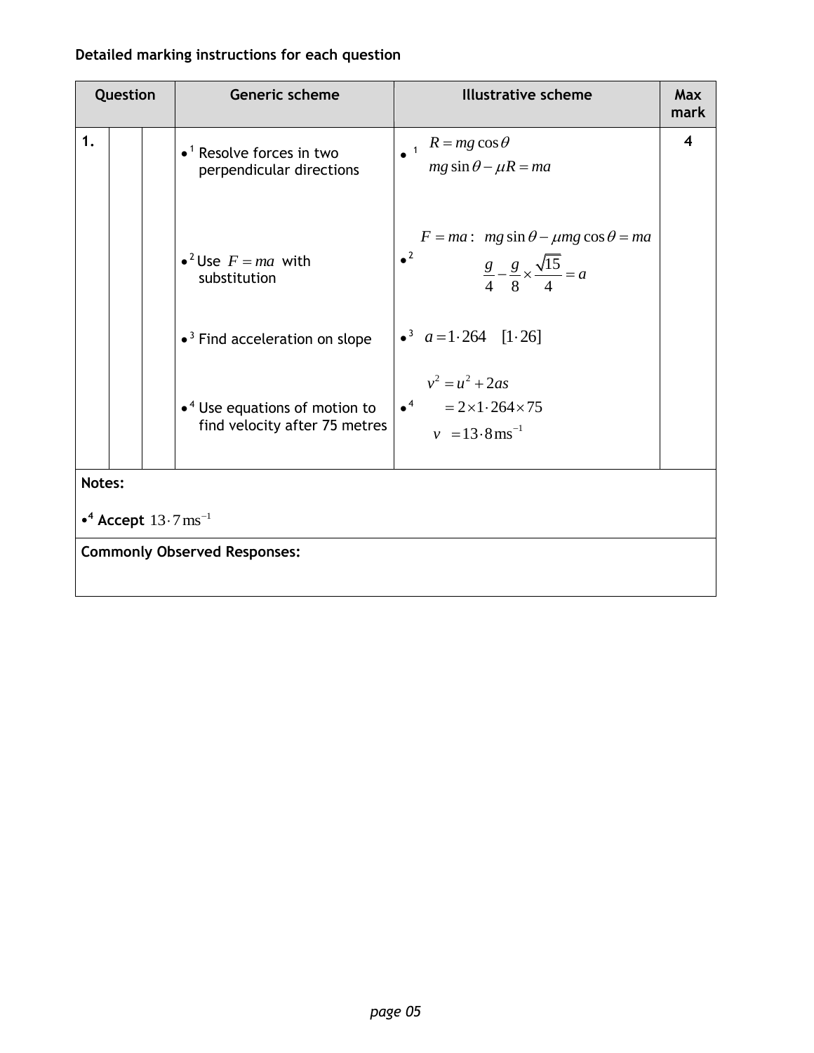**Detailed marking instructions for each question**

| Question | | | Generic scheme | Illustrative scheme | Max mark |
|---|---|---|---|---|---|
| 1. | | | •[1] Resolve forces in two perpendicular directions | •[1] $R = mg\cos\theta$ <br> $mg\sin\theta - \mu R = ma$ | 4 |
| | | | •[2] Use $F = ma$ with substitution | •[2] $F = ma: \ mg\sin\theta - \mu mg\cos\theta = ma$ <br> $\frac{g}{4} - \frac{g}{8} \times \frac{\sqrt{15}}{4} = a$ | |
| | | | •[3] Find acceleration on slope | •[3] $a = 1\cdot 264 \quad [1\cdot 26]$ | |
| | | | •[4] Use equations of motion to find velocity after 75 metres | •[4] $v^2 = u^2 + 2as$ <br> $= 2 \times 1\cdot 264 \times 75$ <br> $v = 13\cdot 8\,\text{ms}^{-1}$ | |

**Notes:**

•[4] **Accept** $13\cdot 7\,\text{ms}^{-1}$

**Commonly Observed Responses:**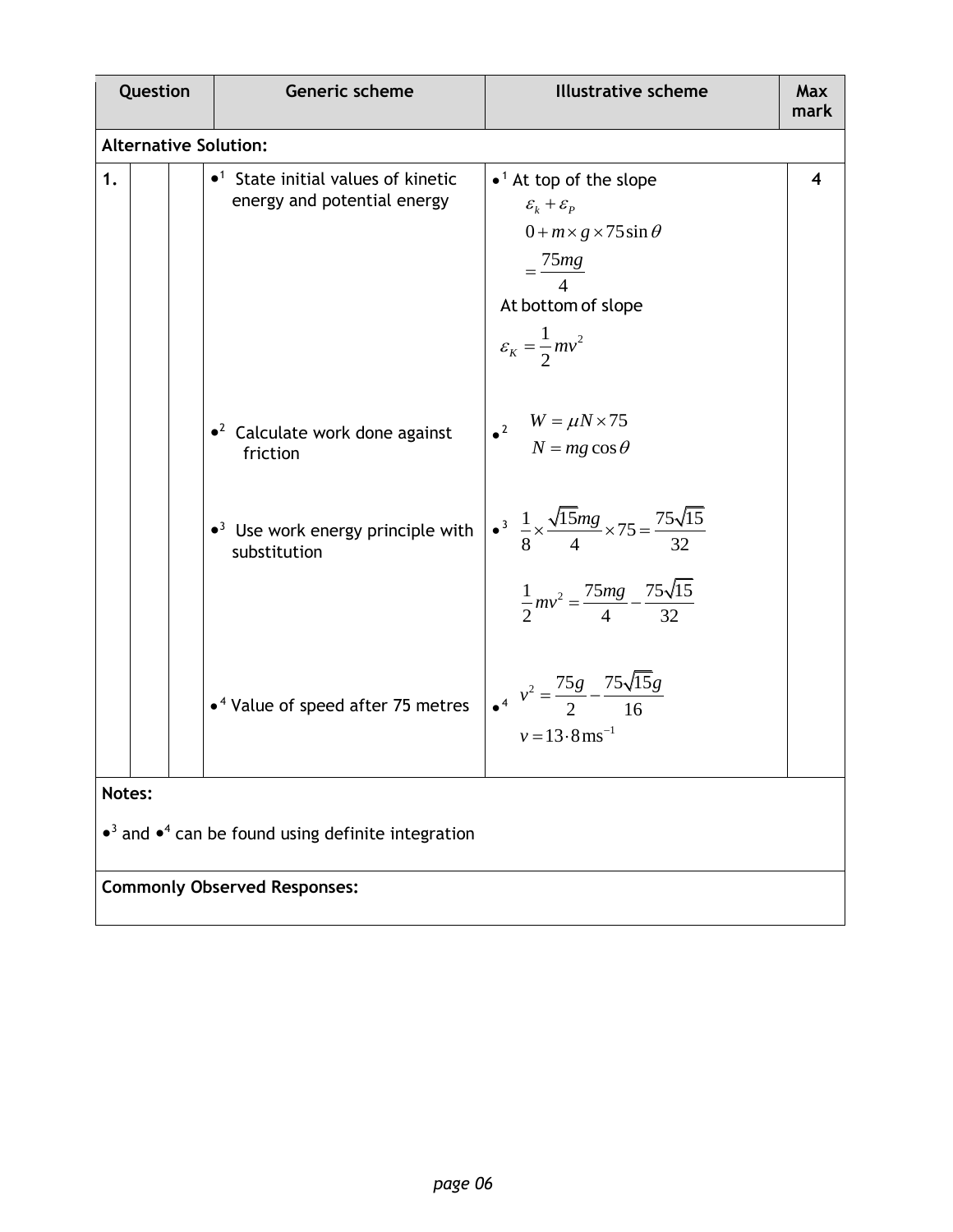| Question | | | Generic scheme | Illustrative scheme | Max mark |
|---|---|---|---|---|---|
| **Alternative Solution:** | | | | | |
| 1. | | | •[1] State initial values of kinetic energy and potential energy<br><br>•[2] Calculate work done against friction<br><br>•[3] Use work energy principle with substitution<br><br>•[4] Value of speed after 75 metres | •[1] At top of the slope $\varepsilon_k + \varepsilon_P$ $0 + m \times g \times 75\sin\theta$ $= \dfrac{75mg}{4}$ At bottom of slope $\varepsilon_K = \dfrac{1}{2}mv^2$<br><br>•[2] $W = \mu N \times 75$ $N = mg\cos\theta$<br><br>•[3] $\dfrac{1}{8} \times \dfrac{\sqrt{15}mg}{4} \times 75 = \dfrac{75\sqrt{15}}{32}$ $\dfrac{1}{2}mv^2 = \dfrac{75mg}{4} - \dfrac{75\sqrt{15}}{32}$<br><br>•[4] $v^2 = \dfrac{75g}{2} - \dfrac{75\sqrt{15}g}{16}$ $v = 13{\cdot}8\,\text{ms}^{-1}$ | 4 |

**Notes:**

•[3] and •[4] can be found using definite integration

**Commonly Observed Responses:**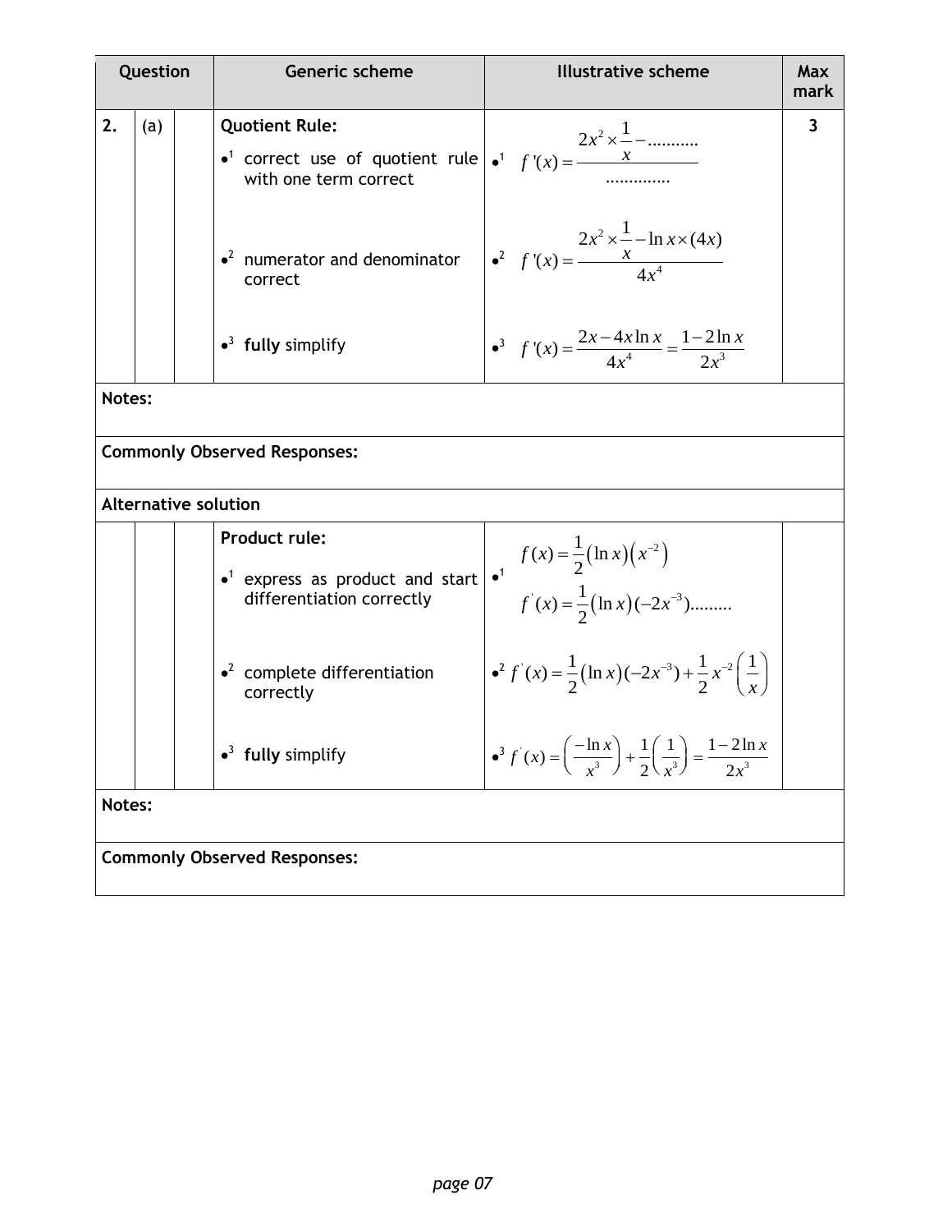| Question | | | Generic scheme | Illustrative scheme | Max mark |
|---|---|---|---|---|---|
| 2. | (a) | | **Quotient Rule:** | | 3 |
| | | | •¹ correct use of quotient rule with one term correct | •¹ $f'(x) = \dfrac{2x^2 \times \frac{1}{x} - \ldots\ldots\ldots\ldots}{\ldots\ldots\ldots\ldots\ldots}$ | |
| | | | •² numerator and denominator correct | •² $f'(x) = \dfrac{2x^2 \times \frac{1}{x} - \ln x \times (4x)}{4x^4}$ | |
| | | | •³ **fully** simplify | •³ $f'(x) = \dfrac{2x - 4x\ln x}{4x^4} = \dfrac{1 - 2\ln x}{2x^3}$ | |

**Notes:**

**Commonly Observed Responses:**

**Alternative solution**

| Question | | | Generic scheme | Illustrative scheme | Max mark |
|---|---|---|---|---|---|
| | | | **Product rule:** | | |
| | | | •¹ express as product and start differentiation correctly | •¹ $f(x) = \frac{1}{2}\left(\ln x\right)\left(x^{-2}\right)$ <br> $f'(x) = \frac{1}{2}\left(\ln x\right)(-2x^{-3})\ldots\ldots\ldots$ | |
| | | | •² complete differentiation correctly | •² $f'(x) = \frac{1}{2}\left(\ln x\right)(-2x^{-3}) + \frac{1}{2}x^{-2}\left(\frac{1}{x}\right)$ | |
| | | | •³ **fully** simplify | •³ $f'(x) = \left(\frac{-\ln x}{x^3}\right) + \frac{1}{2}\left(\frac{1}{x^3}\right) = \frac{1 - 2\ln x}{2x^3}$ | |

**Notes:**

**Commonly Observed Responses:**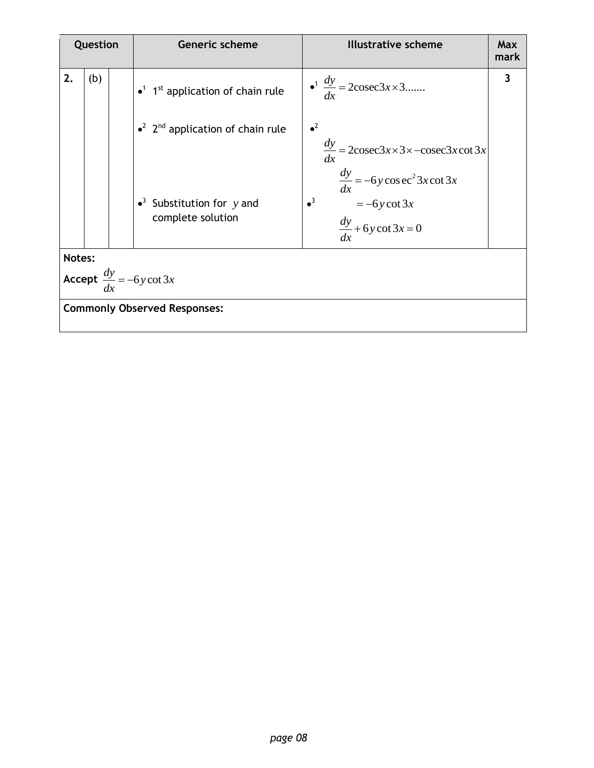| Question | | | Generic scheme | Illustrative scheme | Max mark |
|---|---|---|---|---|---|
| 2. | (b) | | •[1] 1st application of chain rule | •[1] $\frac{dy}{dx} = 2\text{cosec}3x \times 3.......$ | 3 |
| | | | •[2] 2nd application of chain rule | •[2] $\frac{dy}{dx} = 2\text{cosec}3x \times 3 \times -\text{cosec}3x\cot 3x$ | |
| | | | •[3] Substitution for $y$ and complete solution | $\frac{dy}{dx} = -6y\,\text{cosec}^2 3x\cot 3x$<br>•[3] $= -6y\cot 3x$<br>$\frac{dy}{dx} + 6y\cot 3x = 0$ | |

**Notes:**

**Accept** $\frac{dy}{dx} = -6y\cot 3x$

**Commonly Observed Responses:**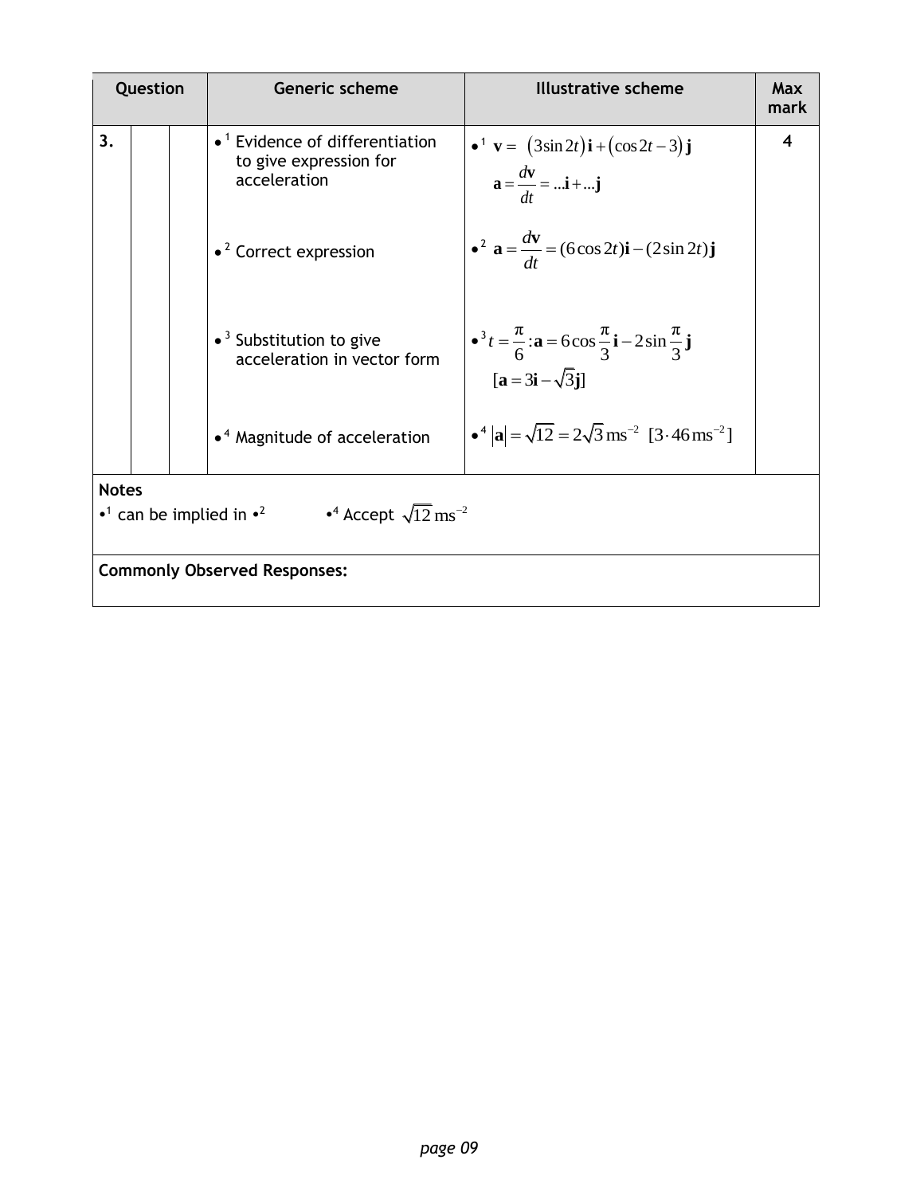| Question | | | Generic scheme | Illustrative scheme | Max mark |
|---|---|---|---|---|---|
| 3. | | | •[1] Evidence of differentiation to give expression for acceleration | •[1] $\mathbf{v} = (3\sin 2t)\mathbf{i} + (\cos 2t - 3)\mathbf{j}$ $\mathbf{a} = \frac{d\mathbf{v}}{dt} = ...\mathbf{i} + ...\mathbf{j}$ | 4 |
| | | | •[2] Correct expression | •[2] $\mathbf{a} = \frac{d\mathbf{v}}{dt} = (6\cos 2t)\mathbf{i} - (2\sin 2t)\mathbf{j}$ | |
| | | | •[3] Substitution to give acceleration in vector form | •[3] $t = \frac{\pi}{6} : \mathbf{a} = 6\cos\frac{\pi}{3}\mathbf{i} - 2\sin\frac{\pi}{3}\mathbf{j}$ $[\mathbf{a} = 3\mathbf{i} - \sqrt{3}\mathbf{j}]$ | |
| | | | •[4] Magnitude of acceleration | •[4] $\lvert\mathbf{a}\rvert = \sqrt{12} = 2\sqrt{3}\,\text{ms}^{-2}$ $[3\cdot 46\,\text{ms}^{-2}]$ | |

**Notes**

•[1] can be implied in •[2]

•[4] Accept $\sqrt{12}\,\text{ms}^{-2}$

**Commonly Observed Responses:**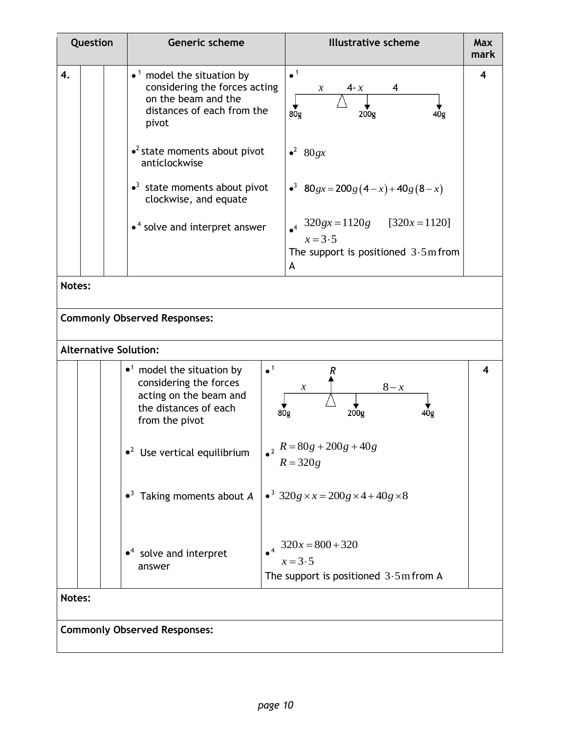| Question | | | Generic scheme | Illustrative scheme | Max mark |
|---|---|---|---|---|---|
| 4. | | | •¹ model the situation by considering the forces acting on the beam and the distances of each from the pivot | •¹ diagram: distances $x$, $4-x$, $4$; forces 80g, 200g, 40g | 4 |
| | | | •² state moments about pivot anticlockwise | •² $80gx$ | |
| | | | •³ state moments about pivot clockwise, and equate | •³ $80gx = 200g(4-x) + 40g(8-x)$ | |
| | | | •⁴ solve and interpret answer | •⁴ $320gx = 1120g$ $[320x = 1120]$<br>$x = 3\cdot5$<br>The support is positioned $3\cdot5\,\text{m}$ from A | |

**Notes:**

**Commonly Observed Responses:**

**Alternative Solution:**

| | | | Generic scheme | Illustrative scheme | Max mark |
|---|---|---|---|---|---|
| | | | •¹ model the situation by considering the forces acting on the beam and the distances of each from the pivot | •¹ diagram: reaction $R$ at pivot; distances $x$, $8-x$; forces 80g, 200g, 40g | 4 |
| | | | •² Use vertical equilibrium | •² $R = 80g + 200g + 40g$<br>$R = 320g$ | |
| | | | •³ Taking moments about *A* | •³ $320g \times x = 200g \times 4 + 40g \times 8$ | |
| | | | •⁴ solve and interpret answer | •⁴ $320x = 800 + 320$<br>$x = 3\cdot5$<br>The support is positioned $3\cdot5\,\text{m}$ from A | |

**Notes:**

**Commonly Observed Responses:**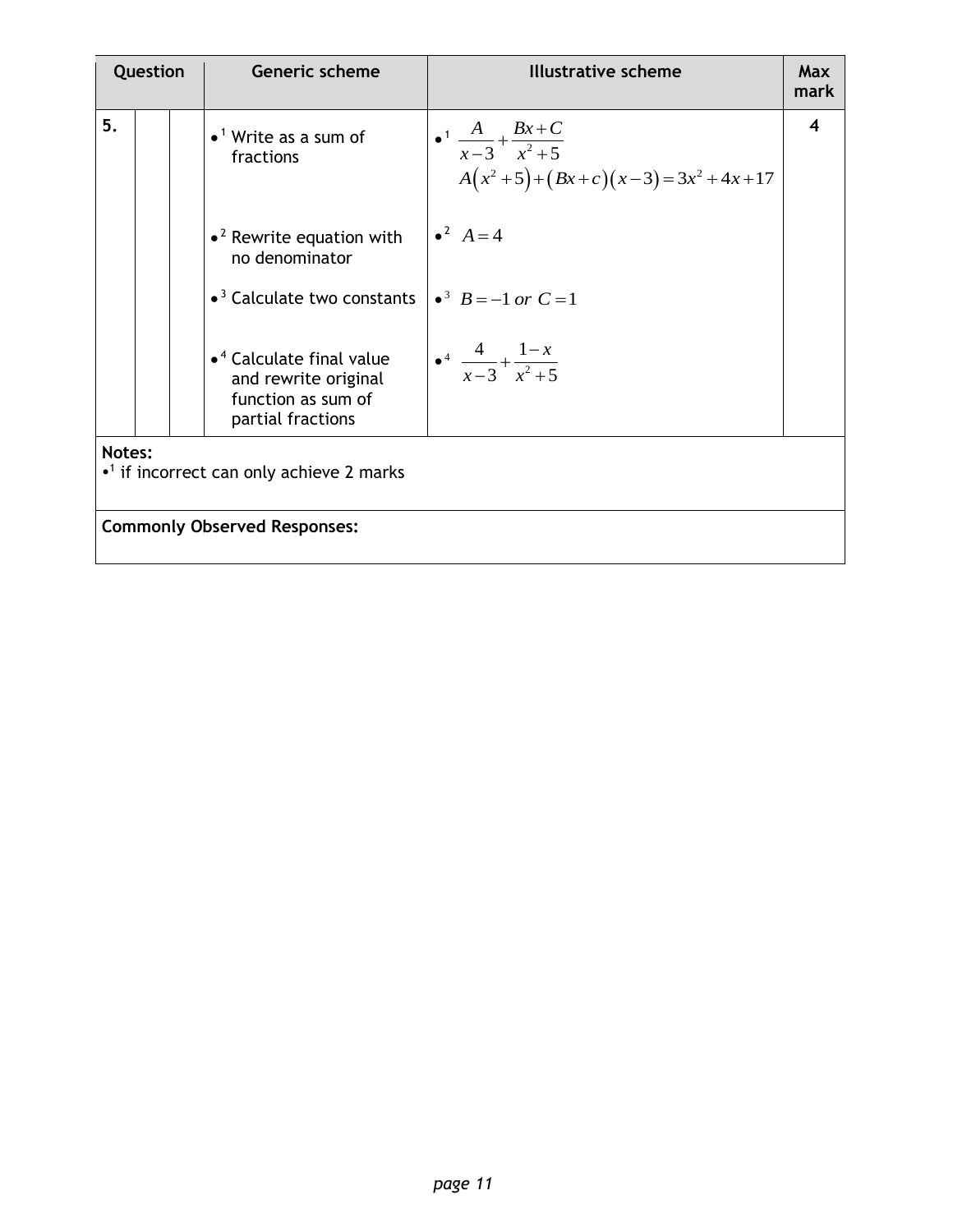| Question | | | Generic scheme | Illustrative scheme | Max mark |
|---|---|---|---|---|---|
| 5. | | | •[1] Write as a sum of fractions | •[1] $\frac{A}{x-3}+\frac{Bx+C}{x^2+5}$ <br> $A\left(x^2+5\right)+\left(Bx+c\right)\left(x-3\right)=3x^2+4x+17$ | 4 |
| | | | •[2] Rewrite equation with no denominator | •[2] $A=4$ | |
| | | | •[3] Calculate two constants | •[3] $B=-1$ *or* $C=1$ | |
| | | | •[4] Calculate final value and rewrite original function as sum of partial fractions | •[4] $\frac{4}{x-3}+\frac{1-x}{x^2+5}$ | |

**Notes:**

•[1] if incorrect can only achieve 2 marks

**Commonly Observed Responses:**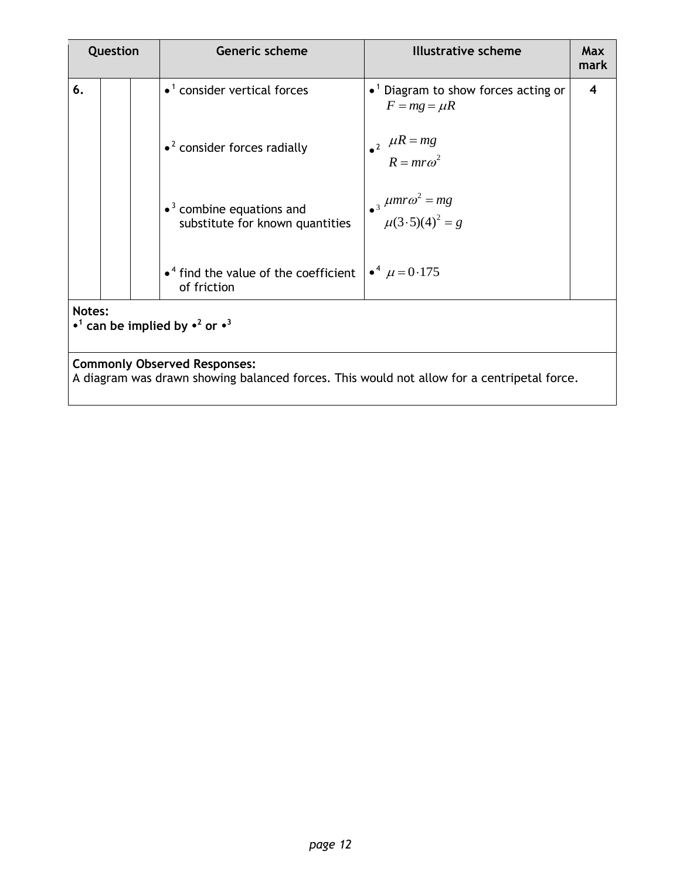| Question | | | Generic scheme | Illustrative scheme | Max mark |
|---|---|---|---|---|---|
| 6. | | | •[1] consider vertical forces | •[1] Diagram to show forces acting or $F = mg = \mu R$ | 4 |
| | | | •[2] consider forces radially | •[2] $\mu R = mg$ <br> $R = mr\omega^2$ | |
| | | | •[3] combine equations and substitute for known quantities | •[3] $\mu mr\omega^2 = mg$ <br> $\mu(3 \cdot 5)(4)^2 = g$ | |
| | | | •[4] find the value of the coefficient of friction | •[4] $\mu = 0 \cdot 175$ | |

**Notes:**
**•[1] can be implied by •[2] or •[3]**

**Commonly Observed Responses:**
A diagram was drawn showing balanced forces. This would not allow for a centripetal force.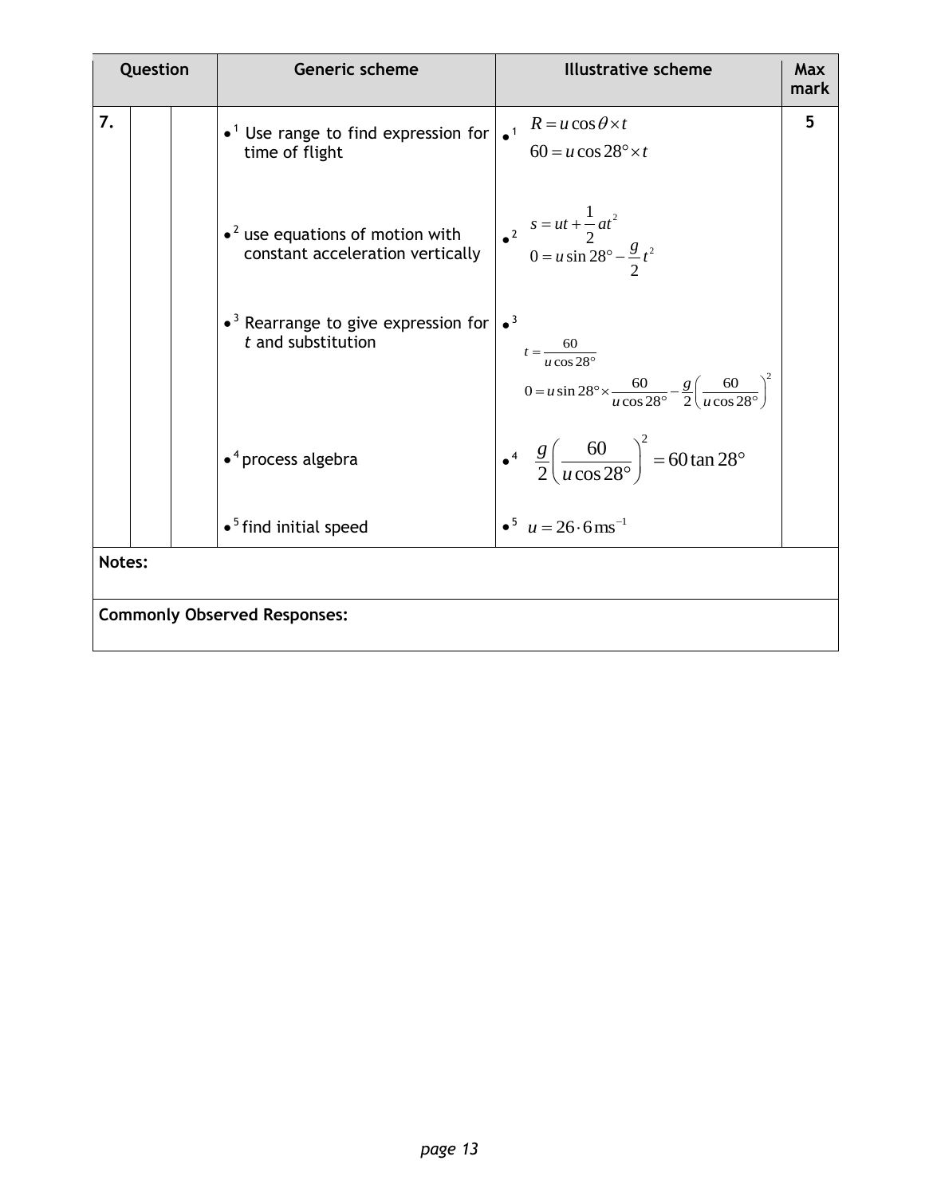| Question | | | Generic scheme | Illustrative scheme | Max mark |
|---|---|---|---|---|---|
| 7. | | | •[1] Use range to find expression for time of flight | •[1] $R = u\cos\theta \times t$<br>$60 = u\cos 28° \times t$ | 5 |
| | | | •[2] use equations of motion with constant acceleration vertically | •[2] $s = ut + \frac{1}{2}at^2$<br>$0 = u\sin 28° - \frac{g}{2}t^2$ | |
| | | | •[3] Rearrange to give expression for $t$ and substitution | •[3] $t = \frac{60}{u\cos 28°}$<br>$0 = u\sin 28° \times \frac{60}{u\cos 28°} - \frac{g}{2}\left(\frac{60}{u\cos 28°}\right)^2$ | |
| | | | •[4] process algebra | •[4] $\frac{g}{2}\left(\frac{60}{u\cos 28°}\right)^2 = 60\tan 28°$ | |
| | | | •[5] find initial speed | •[5] $u = 26 \cdot 6\,\text{ms}^{-1}$ | |

**Notes:**

**Commonly Observed Responses:**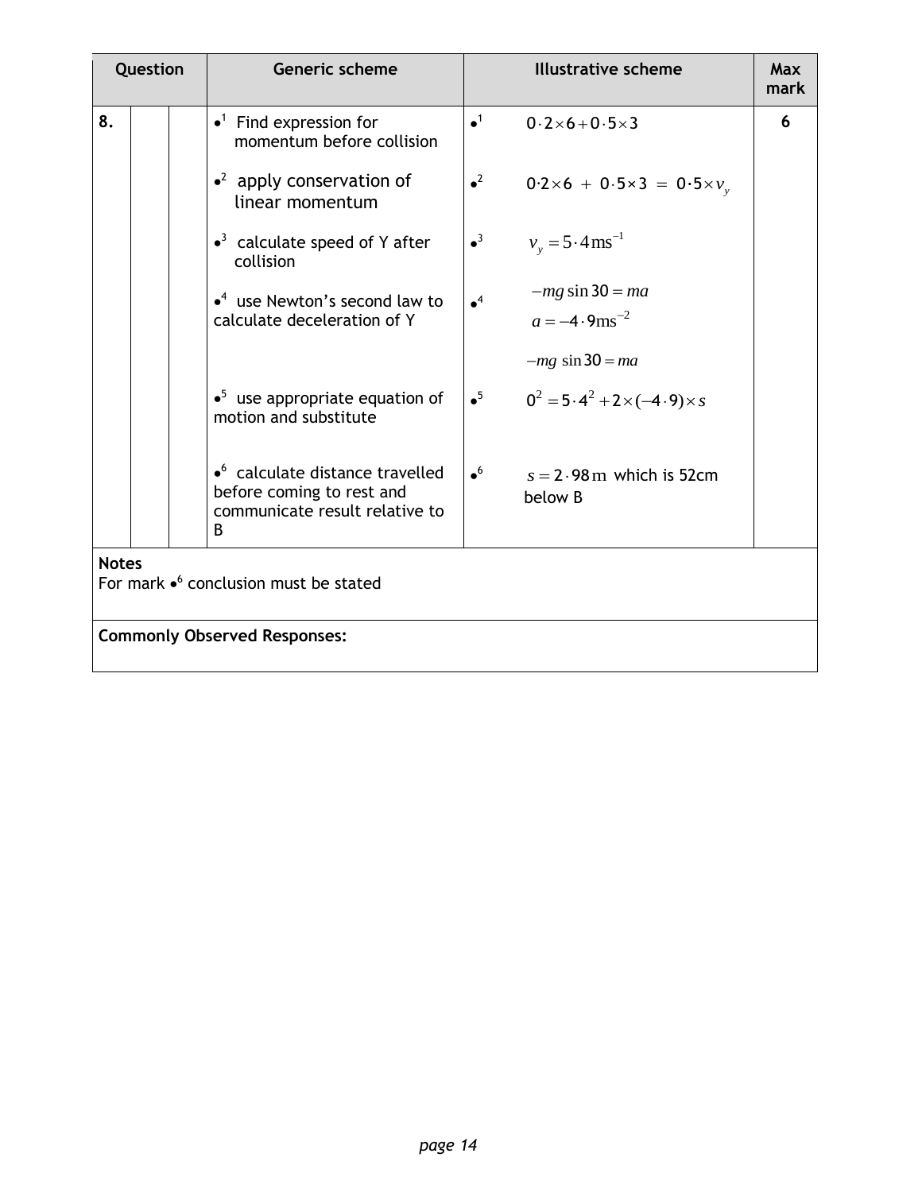| Question | | | Generic scheme | Illustrative scheme | Max mark |
|---|---|---|---|---|---|
| 8. | | | •[1] Find expression for momentum before collision | •[1] $0 \cdot 2 \times 6 + 0 \cdot 5 \times 3$ | 6 |
| | | | •[2] apply conservation of linear momentum | •[2] $0 \cdot 2 \times 6 + 0 \cdot 5 \times 3 = 0 \cdot 5 \times v_y$ | |
| | | | •[3] calculate speed of Y after collision | •[3] $v_y = 5 \cdot 4\,\text{ms}^{-1}$ | |
| | | | •[4] use Newton's second law to calculate deceleration of Y | •[4] $-mg\sin 30 = ma$ <br> $a = -4 \cdot 9\,\text{ms}^{-2}$ <br> $-mg\ \sin 30 = ma$ | |
| | | | •[5] use appropriate equation of motion and substitute | •[5] $0^2 = 5 \cdot 4^2 + 2 \times (-4 \cdot 9) \times s$ | |
| | | | •[6] calculate distance travelled before coming to rest and communicate result relative to B | •[6] $s = 2 \cdot 98\,\text{m}$ which is 52cm below B | |

**Notes**

For mark •[6] conclusion must be stated

**Commonly Observed Responses:**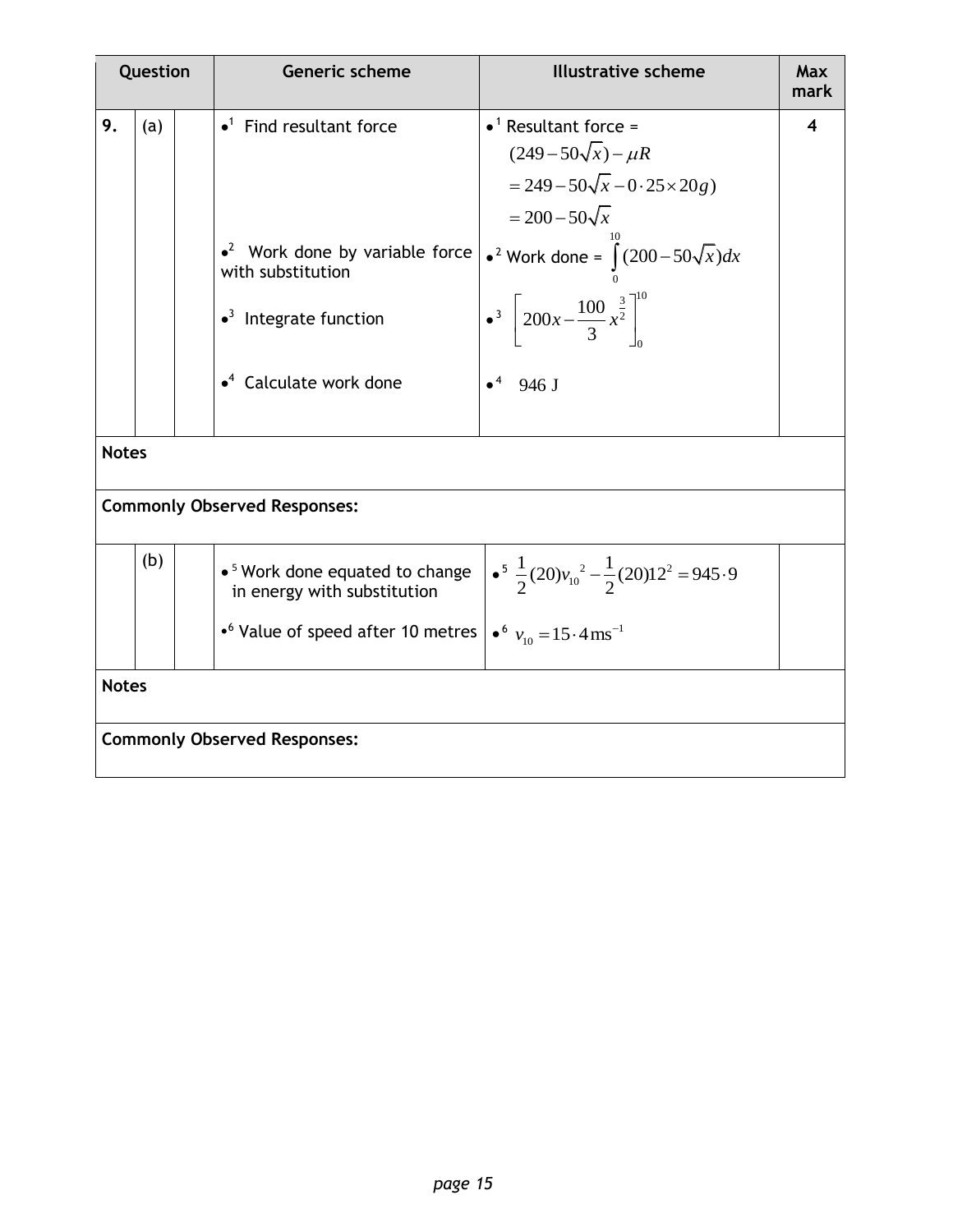| Question | | | Generic scheme | Illustrative scheme | Max mark |
|---|---|---|---|---|---|
| 9. | (a) | | •[1] Find resultant force | •[1] Resultant force = $(249-50\sqrt{x})-\mu R$ $=249-50\sqrt{x}-0\cdot25\times20g)$ $=200-50\sqrt{x}$ | 4 |
| | | | •[2] Work done by variable force with substitution | •[2] Work done = $\int_0^{10}(200-50\sqrt{x})dx$ | |
| | | | •[3] Integrate function | •[3] $\left[200x-\frac{100}{3}x^{\frac{3}{2}}\right]_0^{10}$ | |
| | | | •[4] Calculate work done | •[4] 946 J | |

**Notes**

**Commonly Observed Responses:**

| Question | | | Generic scheme | Illustrative scheme | Max mark |
|---|---|---|---|---|---|
| | (b) | | •[5] Work done equated to change in energy with substitution | •[5] $\frac{1}{2}(20)v_{10}{}^2-\frac{1}{2}(20)12^2=945\cdot9$ | |
| | | | •[6] Value of speed after 10 metres | •[6] $v_{10}=15\cdot4\,\text{ms}^{-1}$ | |

**Notes**

**Commonly Observed Responses:**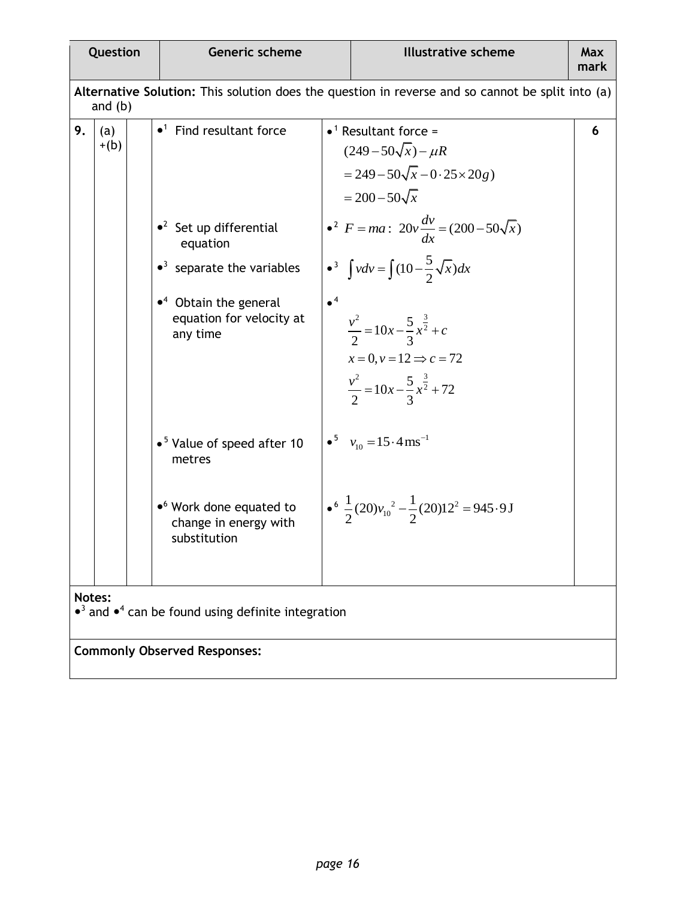| Question | | | Generic scheme | Illustrative scheme | Max mark |
|---|---|---|---|---|---|
| **Alternative Solution:** This solution does the question in reverse and so cannot be split into (a) and (b) | | | | | |
| 9. | (a) +(b) | | •[1] Find resultant force | •[1] Resultant force = $(249-50\sqrt{x})-\mu R$ $= 249-50\sqrt{x}-0\cdot25\times20g)$ $=200-50\sqrt{x}$ | 6 |
| | | | •[2] Set up differential equation | •[2] $F=ma$: $20v\dfrac{dv}{dx}=(200-50\sqrt{x})$ | |
| | | | •[3] separate the variables | •[3] $\int v dv = \int (10-\frac{5}{2}\sqrt{x})dx$ | |
| | | | •[4] Obtain the general equation for velocity at any time | •[4] $\dfrac{v^2}{2}=10x-\dfrac{5}{3}x^{\frac{3}{2}}+c$ $x=0, v=12 \Rightarrow c=72$ $\dfrac{v^2}{2}=10x-\dfrac{5}{3}x^{\frac{3}{2}}+72$ | |
| | | | •[5] Value of speed after 10 metres | •[5] $v_{10}=15\cdot4\,\text{ms}^{-1}$ | |
| | | | •[6] Work done equated to change in energy with substitution | •[6] $\dfrac{1}{2}(20)v_{10}{}^2-\dfrac{1}{2}(20)12^2=945\cdot9\,\text{J}$ | |

**Notes:**

•[3] and •[4] can be found using definite integration

**Commonly Observed Responses:**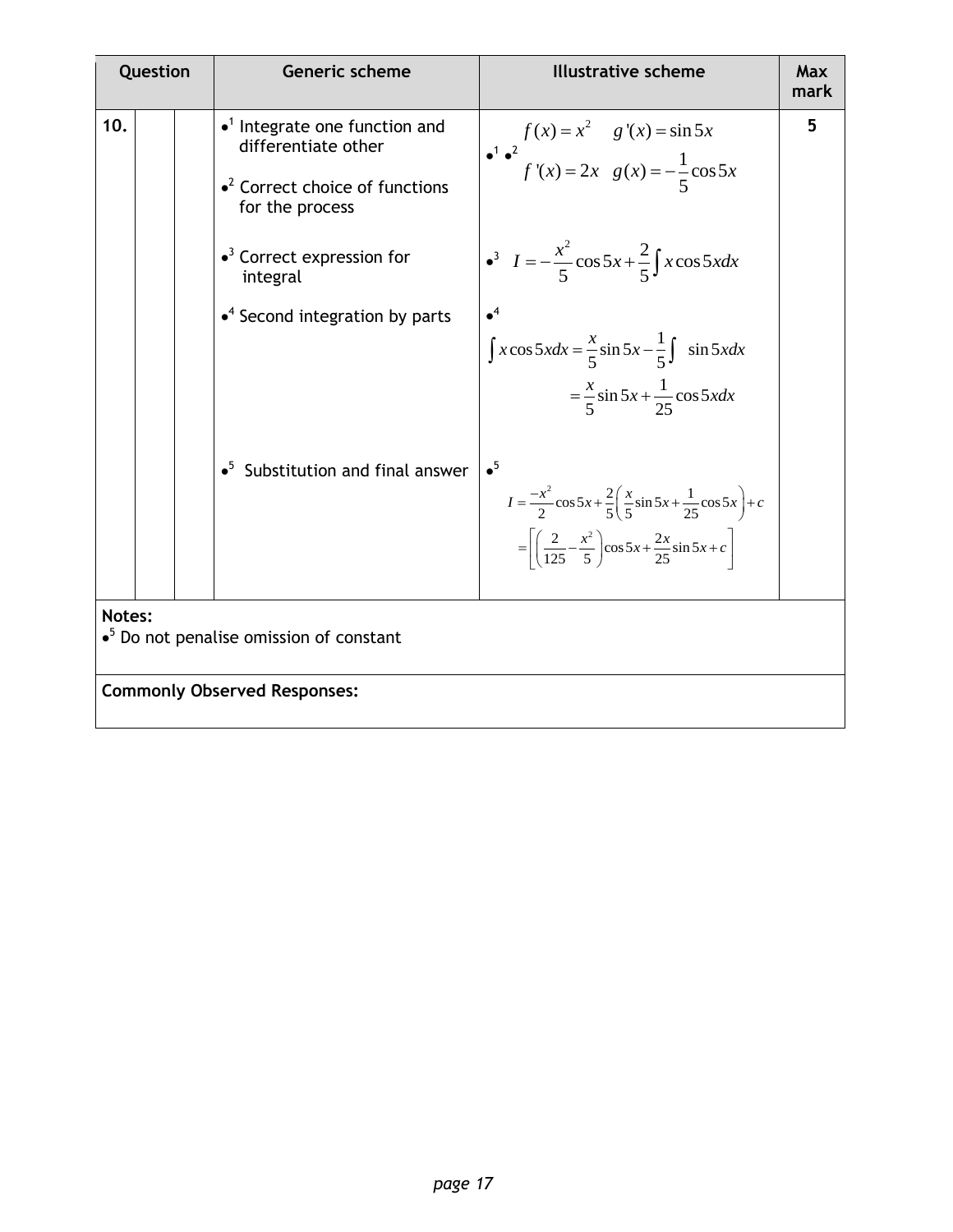| Question | | | Generic scheme | Illustrative scheme | Max mark |
|---|---|---|---|---|---|
| 10. | | | •[1] Integrate one function and differentiate other<br><br>•[2] Correct choice of functions for the process | •[1] •[2] $f(x) = x^2 \quad g'(x) = \sin 5x$<br>$f'(x) = 2x \quad g(x) = -\frac{1}{5}\cos 5x$ | 5 |
| | | | •[3] Correct expression for integral | •[3] $I = -\frac{x^2}{5}\cos 5x + \frac{2}{5}\int x\cos 5x dx$ | |
| | | | •[4] Second integration by parts | •[4]<br>$\int x\cos 5x dx = \frac{x}{5}\sin 5x - \frac{1}{5}\int \sin 5x dx$<br>$= \frac{x}{5}\sin 5x + \frac{1}{25}\cos 5x dx$ | |
| | | | •[5] Substitution and final answer | •[5]<br>$I = \frac{-x^2}{2}\cos 5x + \frac{2}{5}\left(\frac{x}{5}\sin 5x + \frac{1}{25}\cos 5x\right) + c$<br>$= \left[\left(\frac{2}{125} - \frac{x^2}{5}\right)\cos 5x + \frac{2x}{25}\sin 5x + c\right]$ | |

**Notes:**

•[5] Do not penalise omission of constant

**Commonly Observed Responses:**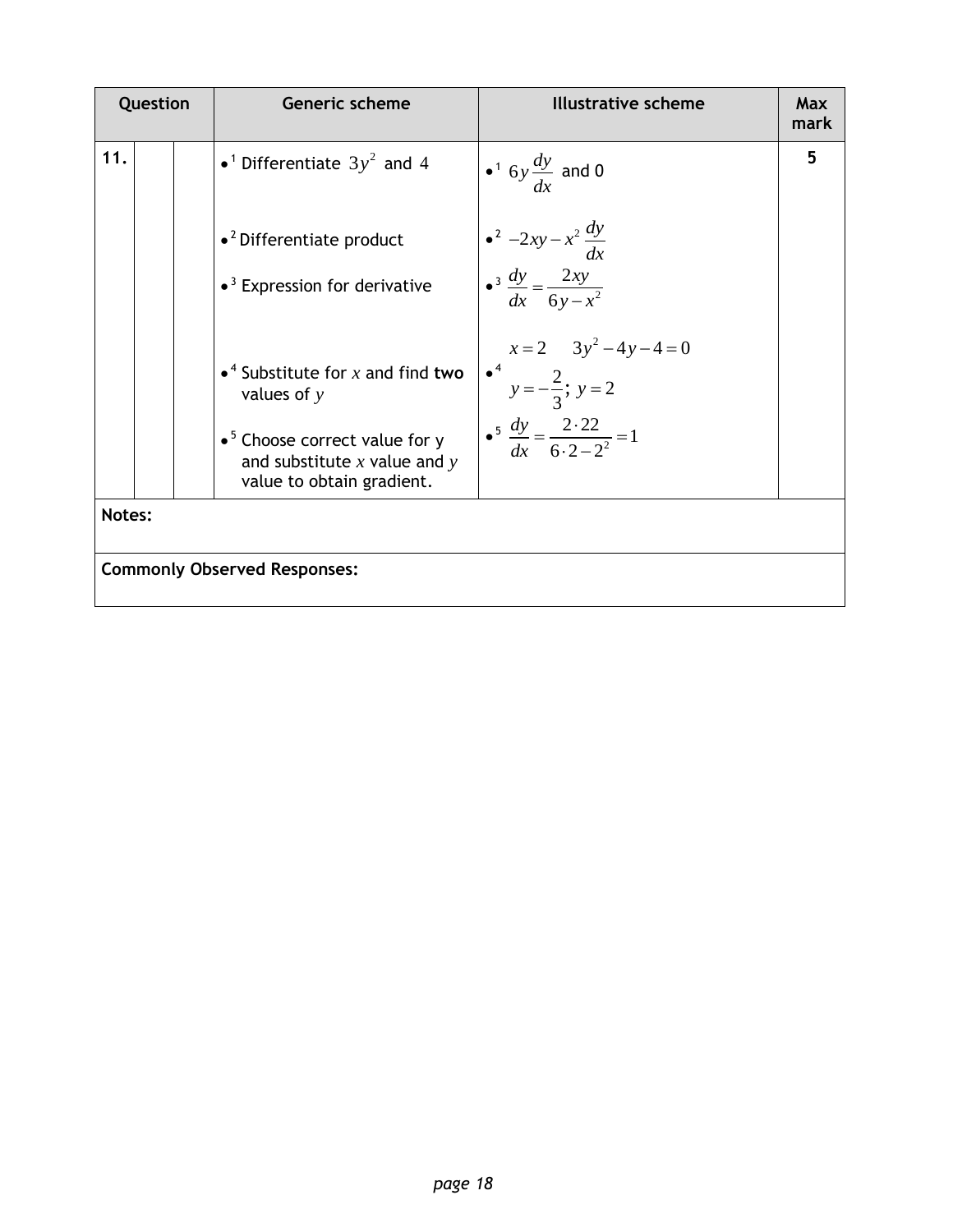| Question | | | Generic scheme | Illustrative scheme | Max mark |
|---|---|---|---|---|---|
| 11. | | | •[1] Differentiate $3y^2$ and $4$ | •[1] $6y\dfrac{dy}{dx}$ and 0 | 5 |
| | | | •[2] Differentiate product | •[2] $-2xy - x^2\dfrac{dy}{dx}$ | |
| | | | •[3] Expression for derivative | •[3] $\dfrac{dy}{dx} = \dfrac{2xy}{6y - x^2}$ | |
| | | | •[4] Substitute for $x$ and find **two** values of $y$ | •[4] $x = 2 \quad 3y^2 - 4y - 4 = 0$ <br> $y = -\dfrac{2}{3};\ y = 2$ | |
| | | | •[5] Choose correct value for y and substitute $x$ value and $y$ value to obtain gradient. | •[5] $\dfrac{dy}{dx} = \dfrac{2 \cdot 22}{6 \cdot 2 - 2^2} = 1$ | |

**Notes:**

**Commonly Observed Responses:**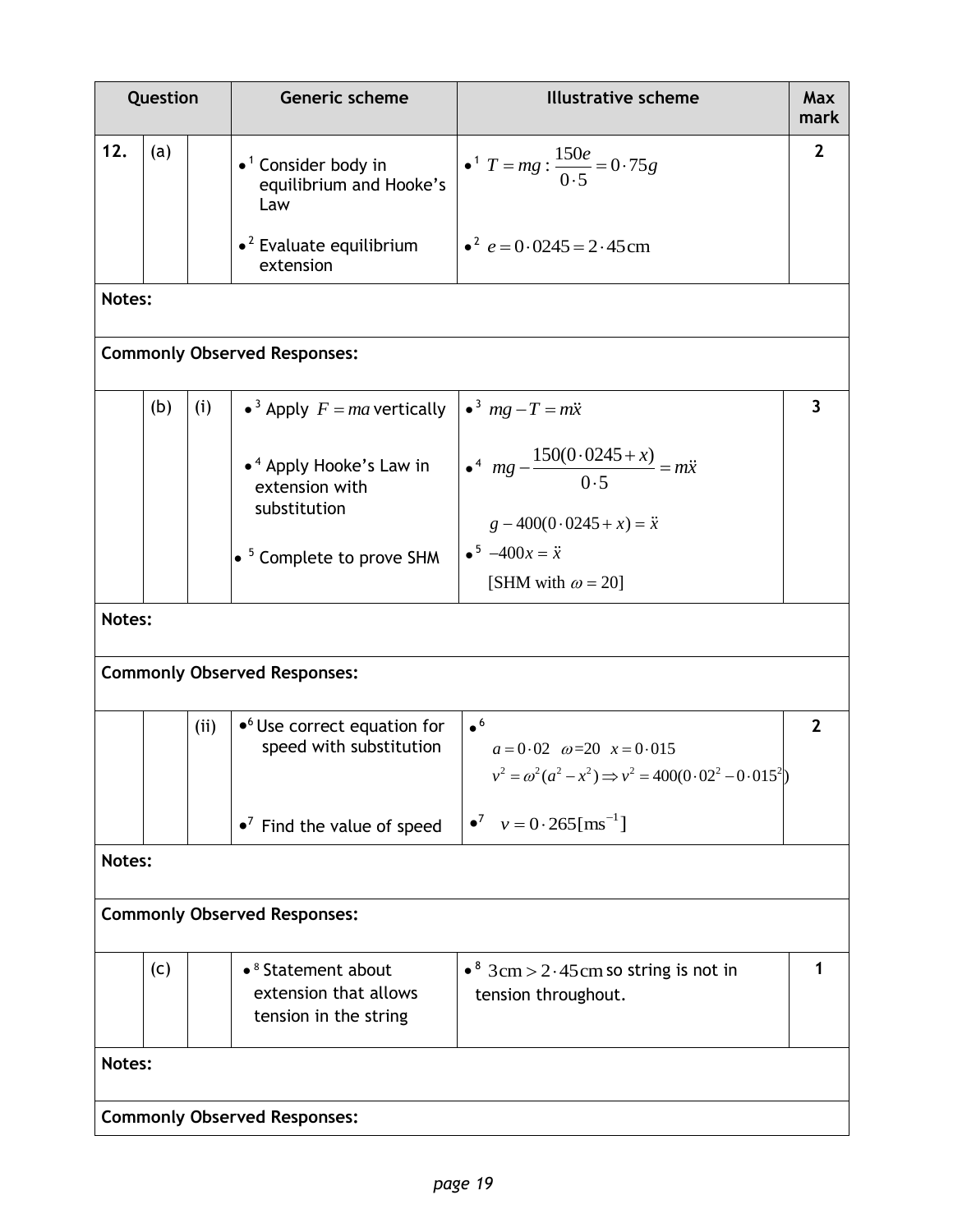| Question | | | Generic scheme | Illustrative scheme | Max mark |
|---|---|---|---|---|---|
| 12. | (a) | | •[1] Consider body in equilibrium and Hooke's Law<br><br>•[2] Evaluate equilibrium extension | •[1] $T = mg : \dfrac{150e}{0 \cdot 5} = 0 \cdot 75g$<br><br>•[2] $e = 0 \cdot 0245 = 2 \cdot 45\text{cm}$ | 2 |
| **Notes:** | | | | | |
| **Commonly Observed Responses:** | | | | | |
| | (b) | (i) | •[3] Apply $F = ma$ vertically<br><br>•[4] Apply Hooke's Law in extension with substitution<br><br>•[5] Complete to prove SHM | •[3] $mg - T = m\ddot{x}$<br><br>•[4] $mg - \dfrac{150(0 \cdot 0245 + x)}{0 \cdot 5} = m\ddot{x}$<br>$g - 400(0 \cdot 0245 + x) = \ddot{x}$<br><br>•[5] $-400x = \ddot{x}$<br>[SHM with $\omega = 20$] | 3 |
| **Notes:** | | | | | |
| **Commonly Observed Responses:** | | | | | |
| | | (ii) | •[6] Use correct equation for speed with substitution<br><br>•[7] Find the value of speed | •[6]<br>$a = 0 \cdot 02 \quad \omega = 20 \quad x = 0 \cdot 015$<br>$v^2 = \omega^2(a^2 - x^2) \Rightarrow v^2 = 400(0 \cdot 02^2 - 0 \cdot 015^2)$<br><br>•[7] $v = 0 \cdot 265[\text{ms}^{-1}]$ | 2 |
| **Notes:** | | | | | |
| **Commonly Observed Responses:** | | | | | |
| | (c) | | •[8] Statement about extension that allows tension in the string | •[8] $3\text{cm} > 2 \cdot 45\text{cm}$ so string is not in tension throughout. | 1 |
| **Notes:** | | | | | |
| **Commonly Observed Responses:** | | | | | |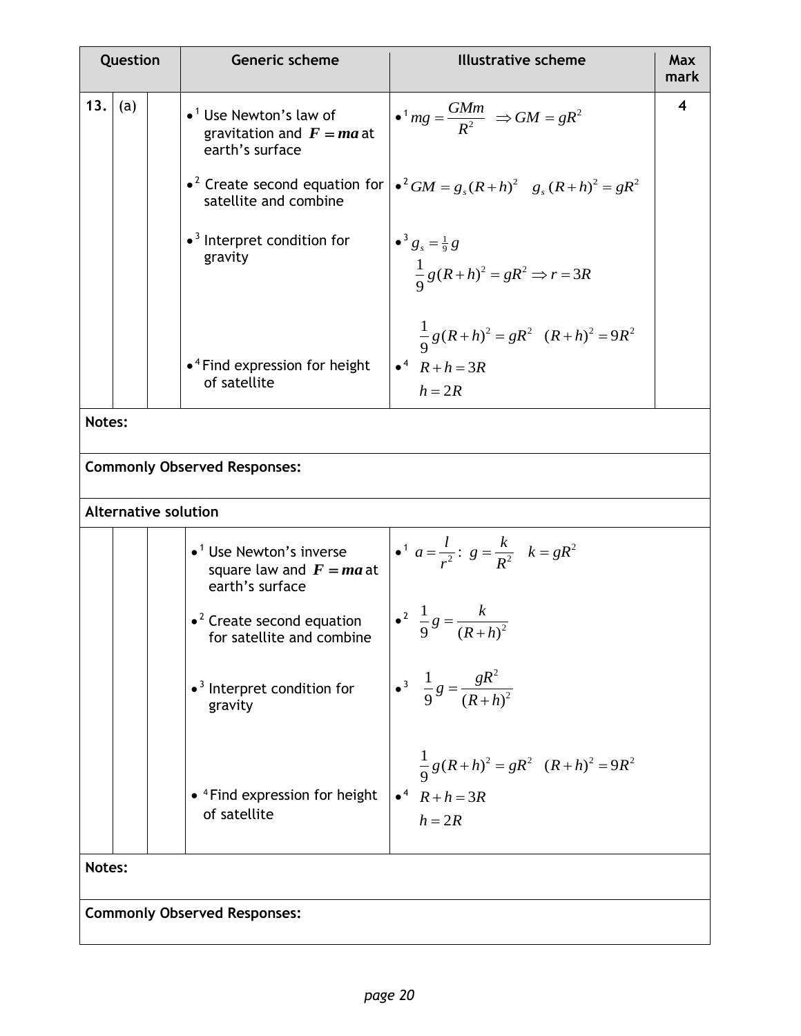| Question | | | Generic scheme | Illustrative scheme | Max mark |
|---|---|---|---|---|---|
| 13. | (a) | | •[1] Use Newton's law of gravitation and $\boldsymbol{F = ma}$ at earth's surface | •[1] $mg = \frac{GMm}{R^2} \Rightarrow GM = gR^2$ | 4 |
| | | | •[2] Create second equation for satellite and combine | •[2] $GM = g_s(R+h)^2 \quad g_s(R+h)^2 = gR^2$ | |
| | | | •[3] Interpret condition for gravity | •[3] $g_s = \frac{1}{9}g$ <br> $\frac{1}{9}g(R+h)^2 = gR^2 \Rightarrow r = 3R$ | |
| | | | •[4] Find expression for height of satellite | $\frac{1}{9}g(R+h)^2 = gR^2 \quad (R+h)^2 = 9R^2$ <br> •[4] $R+h = 3R$ <br> $h = 2R$ | |

**Notes:**

**Commonly Observed Responses:**

**Alternative solution**

| | | | Generic scheme | Illustrative scheme |
|---|---|---|---|---|
| | | | •[1] Use Newton's inverse square law and $\boldsymbol{F = ma}$ at earth's surface | •[1] $a = \frac{l}{r^2}$: $g = \frac{k}{R^2} \quad k = gR^2$ |
| | | | •[2] Create second equation for satellite and combine | •[2] $\frac{1}{9}g = \frac{k}{(R+h)^2}$ |
| | | | •[3] Interpret condition for gravity | •[3] $\frac{1}{9}g = \frac{gR^2}{(R+h)^2}$ |
| | | | •[4] Find expression for height of satellite | $\frac{1}{9}g(R+h)^2 = gR^2 \quad (R+h)^2 = 9R^2$ <br> •[4] $R+h = 3R$ <br> $h = 2R$ |

**Notes:**

**Commonly Observed Responses:**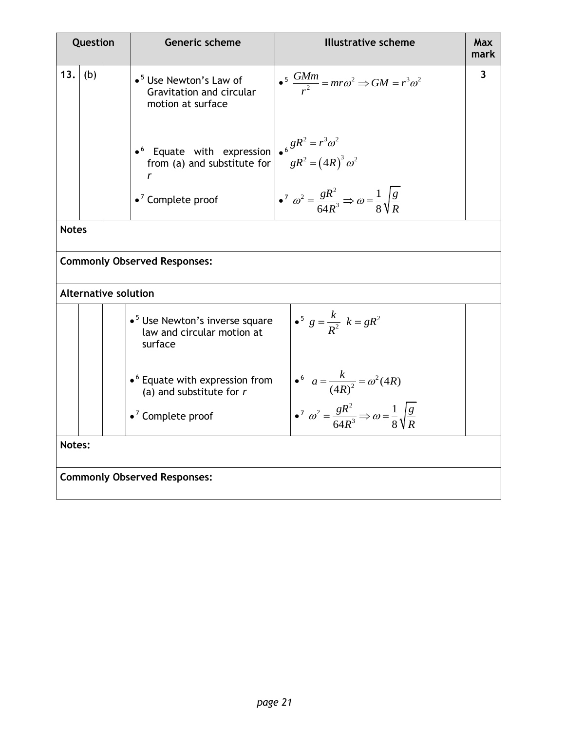| Question | | | Generic scheme | Illustrative scheme | Max mark |
|---|---|---|---|---|---|
| 13. | (b) | | •[5] Use Newton's Law of Gravitation and circular motion at surface | •[5] $\frac{GMm}{r^2} = mr\omega^2 \Rightarrow GM = r^3\omega^2$ | 3 |
| | | | •[6] Equate with expression from (a) and substitute for $r$ | •[6] $gR^2 = r^3\omega^2$<br>$gR^2 = (4R)^3\omega^2$ | |
| | | | •[7] Complete proof | •[7] $\omega^2 = \frac{gR^2}{64R^3} \Rightarrow \omega = \frac{1}{8}\sqrt{\frac{g}{R}}$ | |

**Notes**

**Commonly Observed Responses:**

**Alternative solution**

| | | | | | |
|---|---|---|---|---|---|
| | | | •[5] Use Newton's inverse square law and circular motion at surface | •[5] $g = \frac{k}{R^2}$ $k = gR^2$ | |
| | | | •[6] Equate with expression from (a) and substitute for $r$ | •[6] $a = \frac{k}{(4R)^2} = \omega^2(4R)$ | |
| | | | •[7] Complete proof | •[7] $\omega^2 = \frac{gR^2}{64R^3} \Rightarrow \omega = \frac{1}{8}\sqrt{\frac{g}{R}}$ | |

**Notes:**

**Commonly Observed Responses:**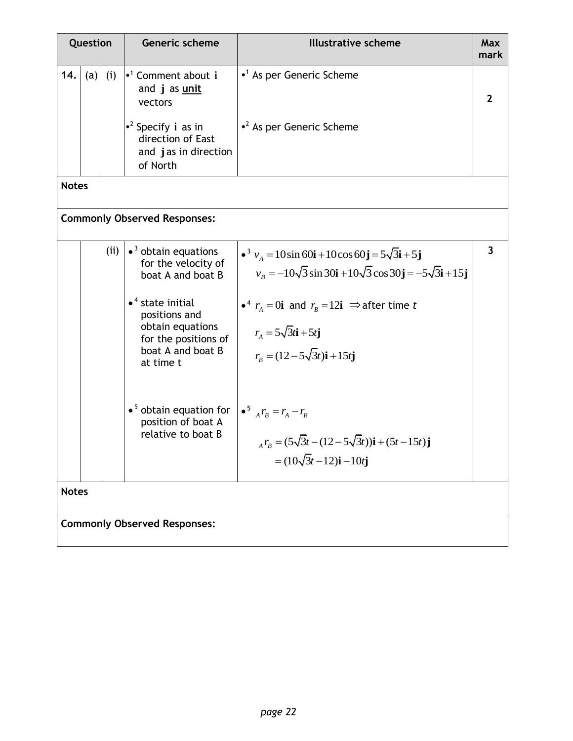| Question | | | Generic scheme | Illustrative scheme | Max mark |
|---|---|---|---|---|---|
| 14. | (a) | (i) | •[1] Comment about $\mathbf{i}$ and $\mathbf{j}$ as **unit** vectors | •[1] As per Generic Scheme | 2 |
| | | | •[2] Specify $\mathbf{i}$ as in direction of East and $\mathbf{j}$ as in direction of North | •[2] As per Generic Scheme | |

**Notes**

**Commonly Observed Responses:**

| Question | | | Generic scheme | Illustrative scheme | Max mark |
|---|---|---|---|---|---|
| | | (ii) | •[3] obtain equations for the velocity of boat A and boat B | •[3] $v_A = 10\sin 60\mathbf{i} + 10\cos 60\mathbf{j} = 5\sqrt{3}\mathbf{i} + 5\mathbf{j}$ <br> $v_B = -10\sqrt{3}\sin 30\mathbf{i} + 10\sqrt{3}\cos 30\mathbf{j} = -5\sqrt{3}\mathbf{i} + 15\mathbf{j}$ | 3 |
| | | | •[4] state initial positions and obtain equations for the positions of boat A and boat B at time t | •[4] $r_A = 0\mathbf{i}$ and $r_B = 12\mathbf{i}$ $\Rightarrow$ after time $t$ <br> $r_A = 5\sqrt{3}t\mathbf{i} + 5t\mathbf{j}$ <br> $r_B = (12 - 5\sqrt{3}t)\mathbf{i} + 15t\mathbf{j}$ | |
| | | | •[5] obtain equation for position of boat A relative to boat B | •[5] ${}_Ar_B = r_A - r_B$ <br> ${}_Ar_B = (5\sqrt{3}t - (12 - 5\sqrt{3}t))\mathbf{i} + (5t - 15t)\mathbf{j}$ <br> $= (10\sqrt{3}t - 12)\mathbf{i} - 10t\mathbf{j}$ | |

**Notes**

**Commonly Observed Responses:**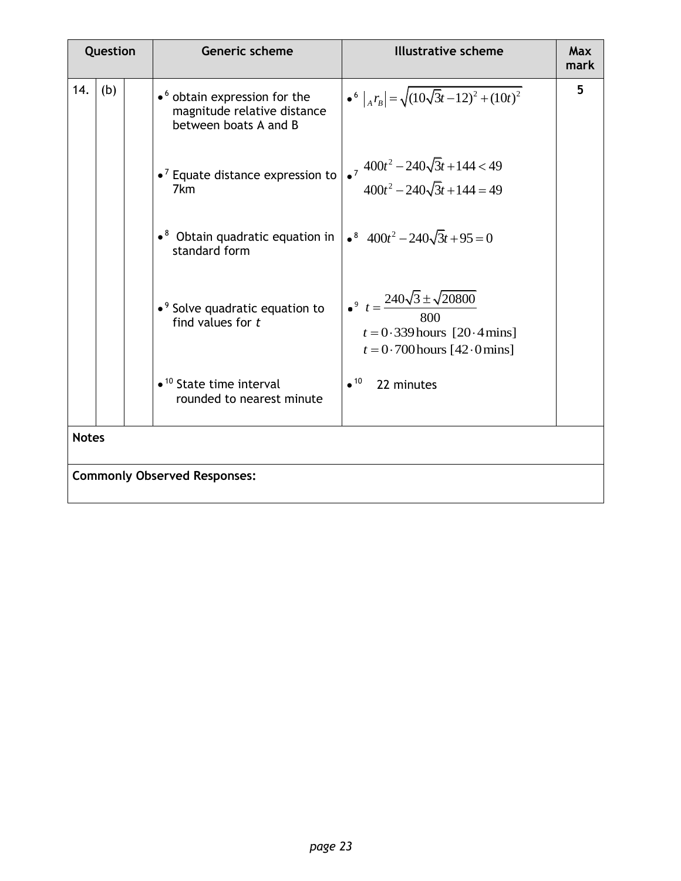| Question | | | Generic scheme | Illustrative scheme | Max mark |
|---|---|---|---|---|---|
| 14. | (b) | | •6 obtain expression for the magnitude relative distance between boats A and B | •6 $\left\|{}_Ar_B\right\| = \sqrt{(10\sqrt{3}t - 12)^2 + (10t)^2}$ | 5 |
| | | | •7 Equate distance expression to 7km | •7 $400t^2 - 240\sqrt{3}t + 144 < 49$ <br> $400t^2 - 240\sqrt{3}t + 144 = 49$ | |
| | | | •8 Obtain quadratic equation in standard form | •8 $400t^2 - 240\sqrt{3}t + 95 = 0$ | |
| | | | •9 Solve quadratic equation to find values for $t$ | •9 $t = \dfrac{240\sqrt{3} \pm \sqrt{20800}}{800}$ <br> $t = 0 \cdot 339$ hours [$20 \cdot 4$ mins] <br> $t = 0 \cdot 700$ hours [$42 \cdot 0$ mins] | |
| | | | •10 State time interval rounded to nearest minute | •10 22 minutes | |

**Notes**

**Commonly Observed Responses:**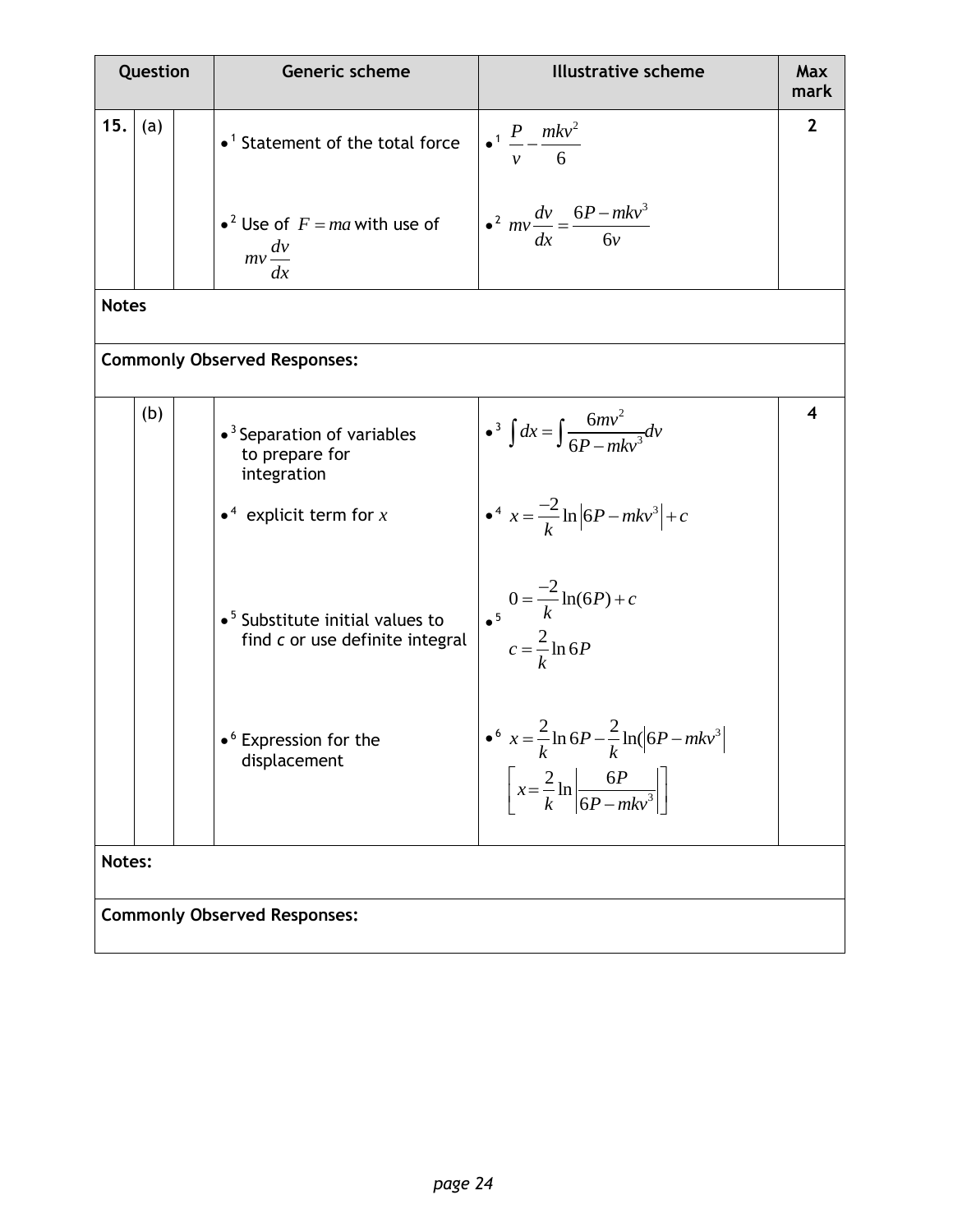| Question | | | Generic scheme | Illustrative scheme | Max mark |
|---|---|---|---|---|---|
| 15. | (a) | | •[1] Statement of the total force | •[1] $\frac{P}{v} - \frac{mkv^2}{6}$ | 2 |
| | | | •[2] Use of $F = ma$ with use of $mv\frac{dv}{dx}$ | •[2] $mv\frac{dv}{dx} = \frac{6P - mkv^3}{6v}$ | |

**Notes**

**Commonly Observed Responses:**

| Question | | | Generic scheme | Illustrative scheme | Max mark |
|---|---|---|---|---|---|
| | (b) | | •[3] Separation of variables to prepare for integration | •[3] $\int dx = \int \frac{6mv^2}{6P - mkv^3} dv$ | 4 |
| | | | •[4] explicit term for $x$ | •[4] $x = \frac{-2}{k}\ln\left\|6P - mkv^3\right\| + c$ | |
| | | | •[5] Substitute initial values to find $c$ or use definite integral | •[5] $0 = \frac{-2}{k}\ln(6P) + c$ <br> $c = \frac{2}{k}\ln 6P$ | |
| | | | •[6] Expression for the displacement | •[6] $x = \frac{2}{k}\ln 6P - \frac{2}{k}\ln(\left\|6P - mkv^3\right\|$ <br> $\left[x = \frac{2}{k}\ln\left\|\frac{6P}{6P - mkv^3}\right\|\right]$ | |

**Notes:**

**Commonly Observed Responses:**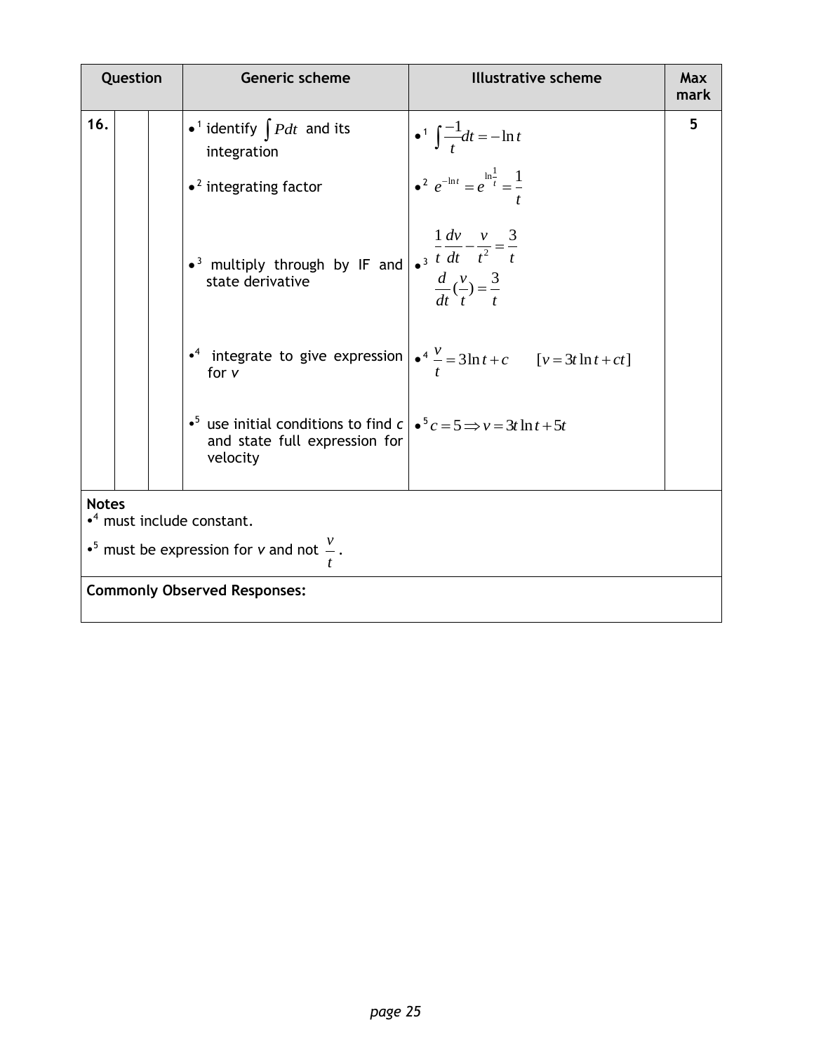| Question | | | Generic scheme | Illustrative scheme | Max mark |
|---|---|---|---|---|---|
| 16. | | | •[1] identify $\int P dt$ and its integration | •[1] $\int \frac{-1}{t} dt = -\ln t$ | 5 |
| | | | •[2] integrating factor | •[2] $e^{-\ln t} = e^{\ln \frac{1}{t}} = \frac{1}{t}$ | |
| | | | •[3] multiply through by IF and state derivative | •[3] $\frac{1}{t}\frac{dv}{dt} - \frac{v}{t^2} = \frac{3}{t}$ <br> $\frac{d}{dt}(\frac{v}{t}) = \frac{3}{t}$ | |
| | | | •[4] integrate to give expression for $v$ | •[4] $\frac{v}{t} = 3\ln t + c \qquad [v = 3t\ln t + ct]$ | |
| | | | •[5] use initial conditions to find $c$ and state full expression for velocity | •[5] $c = 5 \Rightarrow v = 3t\ln t + 5t$ | |

**Notes**

•[4] must include constant.

•[5] must be expression for $v$ and not $\frac{v}{t}$.

**Commonly Observed Responses:**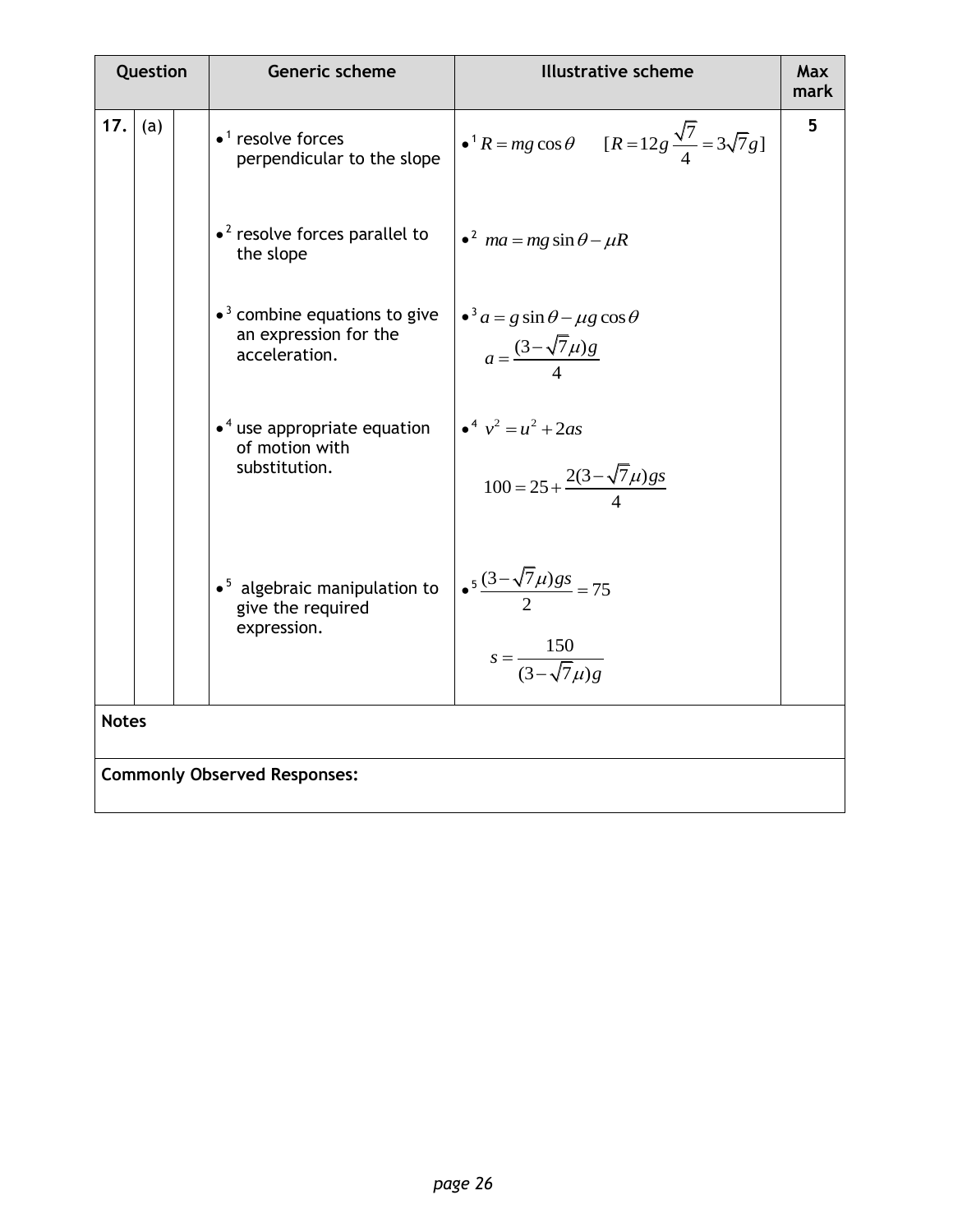| Question | | | Generic scheme | Illustrative scheme | Max mark |
|---|---|---|---|---|---|
| **17.** | (a) | | •[1] resolve forces perpendicular to the slope | •[1] $R = mg\cos\theta \quad [R = 12g\frac{\sqrt{7}}{4} = 3\sqrt{7}g]$ | **5** |
| | | | •[2] resolve forces parallel to the slope | •[2] $ma = mg\sin\theta - \mu R$ | |
| | | | •[3] combine equations to give an expression for the acceleration. | •[3] $a = g\sin\theta - \mu g\cos\theta$ <br> $a = \frac{(3-\sqrt{7}\mu)g}{4}$ | |
| | | | •[4] use appropriate equation of motion with substitution. | •[4] $v^2 = u^2 + 2as$ <br> $100 = 25 + \frac{2(3-\sqrt{7}\mu)gs}{4}$ | |
| | | | •[5] algebraic manipulation to give the required expression. | •[5] $\frac{(3-\sqrt{7}\mu)gs}{2} = 75$ <br> $s = \frac{150}{(3-\sqrt{7}\mu)g}$ | |

**Notes**

**Commonly Observed Responses:**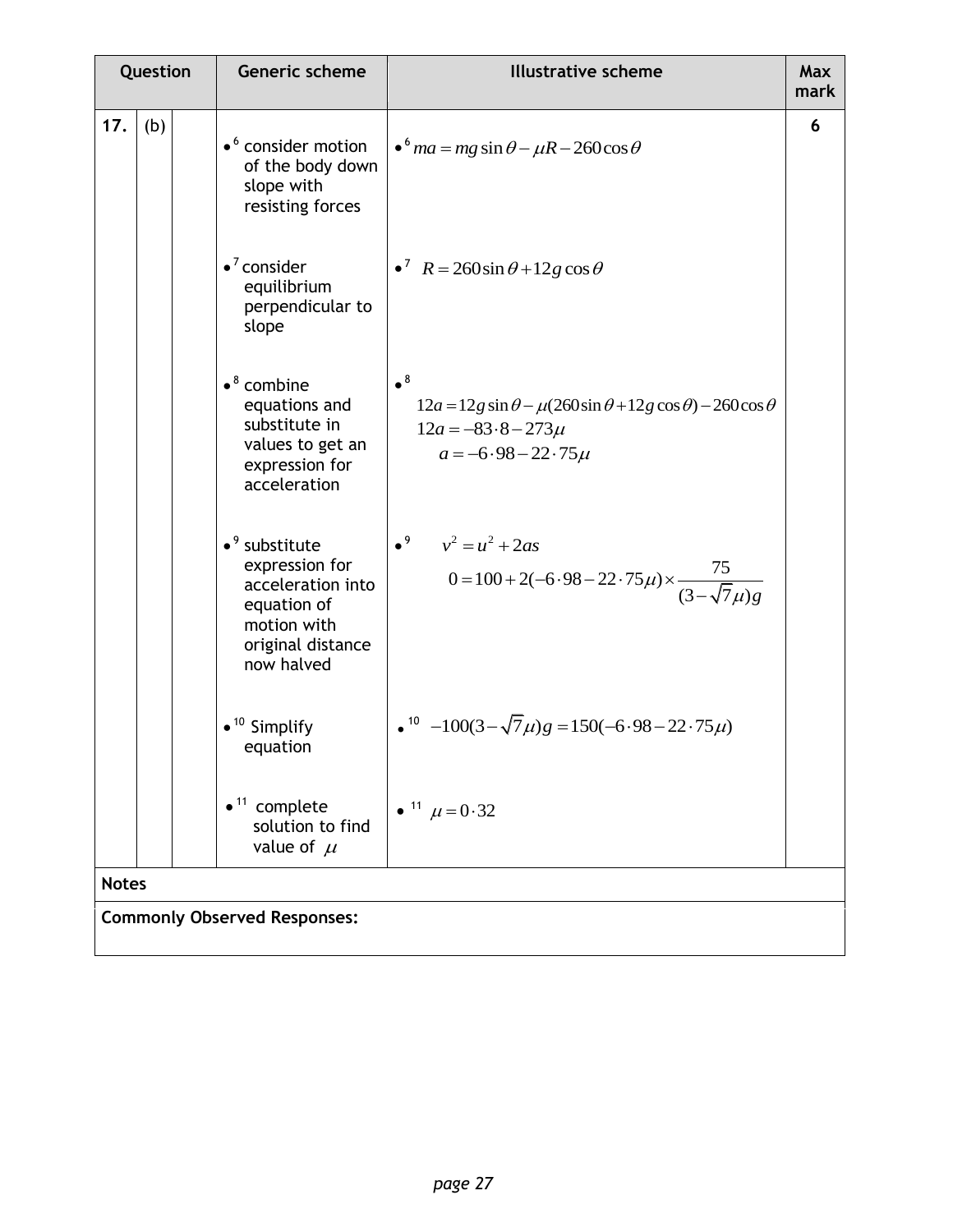| Question | | | Generic scheme | Illustrative scheme | Max mark |
|---|---|---|---|---|---|
| 17. | (b) | | •[6] consider motion of the body down slope with resisting forces | •[6] $ma = mg\sin\theta - \mu R - 260\cos\theta$ | 6 |
| | | | •[7] consider equilibrium perpendicular to slope | •[7] $R = 260\sin\theta + 12g\cos\theta$ | |
| | | | •[8] combine equations and substitute in values to get an expression for acceleration | •[8] $12a = 12g\sin\theta - \mu(260\sin\theta + 12g\cos\theta) - 260\cos\theta$ <br> $12a = -83\cdot8 - 273\mu$ <br> $a = -6\cdot98 - 22\cdot75\mu$ | |
| | | | •[9] substitute expression for acceleration into equation of motion with original distance now halved | •[9] $v^2 = u^2 + 2as$ <br> $0 = 100 + 2(-6\cdot98 - 22\cdot75\mu) \times \dfrac{75}{(3-\sqrt{7}\mu)g}$ | |
| | | | •[10] Simplify equation | •[10] $-100(3-\sqrt{7}\mu)g = 150(-6\cdot98 - 22\cdot75\mu)$ | |
| | | | •[11] complete solution to find value of $\mu$ | •[11] $\mu = 0\cdot32$ | |

**Notes**

**Commonly Observed Responses:**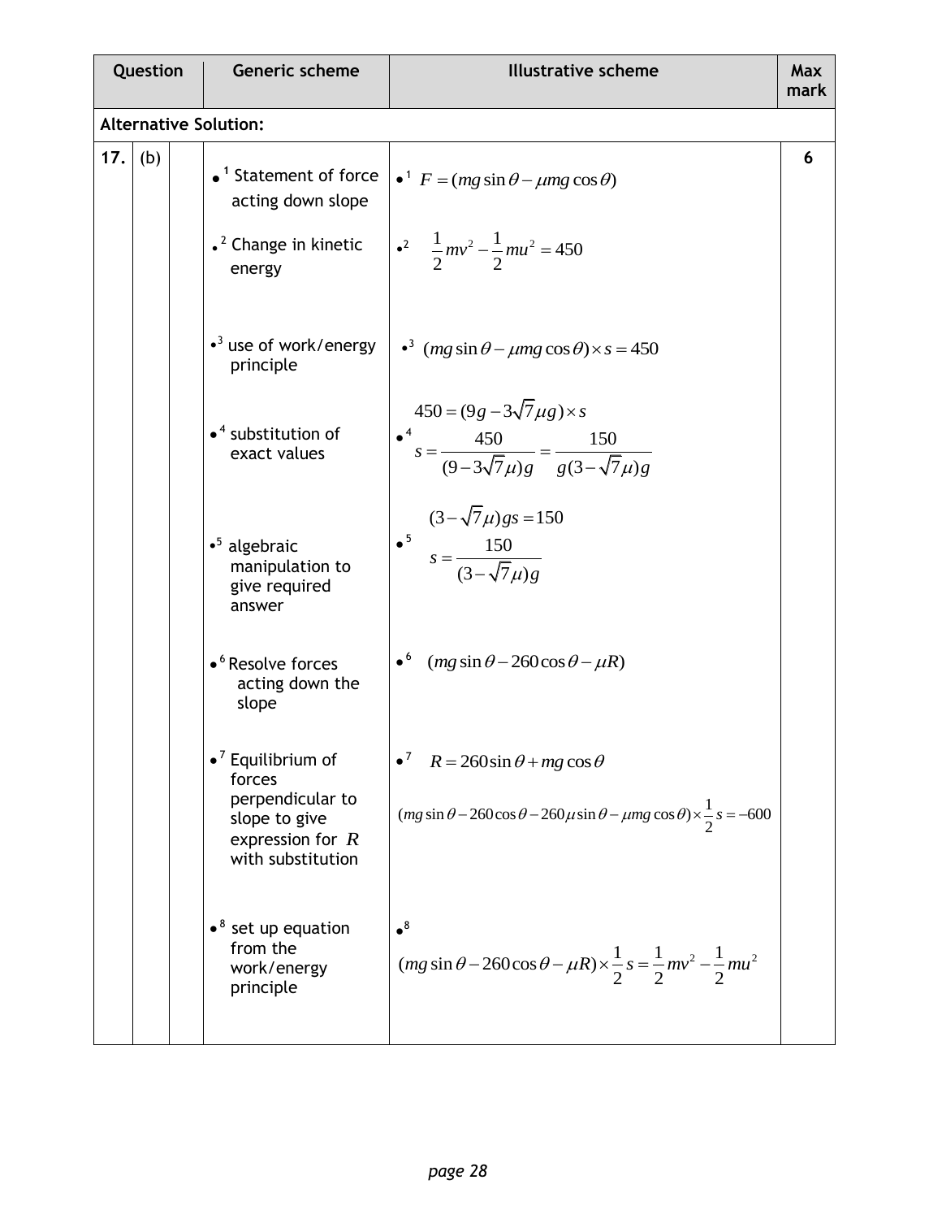| Question | | | Generic scheme | Illustrative scheme | Max mark |
|---|---|---|---|---|---|
| **Alternative Solution:** | | | | | |
| 17. | (b) | | •¹ Statement of force acting down slope | •¹ $F = (mg\sin\theta - \mu mg\cos\theta)$ | 6 |
| | | | •² Change in kinetic energy | •² $\frac{1}{2}mv^2 - \frac{1}{2}mu^2 = 450$ | |
| | | | •³ use of work/energy principle | •³ $(mg\sin\theta - \mu mg\cos\theta)\times s = 450$ | |
| | | | •⁴ substitution of exact values | •⁴ $450 = (9g - 3\sqrt{7}\mu g)\times s$ <br> $s = \frac{450}{(9-3\sqrt{7}\mu)g} = \frac{150}{g(3-\sqrt{7}\mu)g}$ | |
| | | | •⁵ algebraic manipulation to give required answer | •⁵ $(3-\sqrt{7}\mu)gs = 150$ <br> $s = \frac{150}{(3-\sqrt{7}\mu)g}$ | |
| | | | •⁶ Resolve forces acting down the slope | •⁶ $(mg\sin\theta - 260\cos\theta - \mu R)$ | |
| | | | •⁷ Equilibrium of forces perpendicular to slope to give expression for $R$ with substitution | •⁷ $R = 260\sin\theta + mg\cos\theta$ <br> $(mg\sin\theta - 260\cos\theta - 260\mu\sin\theta - \mu mg\cos\theta)\times\frac{1}{2}s = -600$ | |
| | | | •⁸ set up equation from the work/energy principle | •⁸ $(mg\sin\theta - 260\cos\theta - \mu R)\times\frac{1}{2}s = \frac{1}{2}mv^2 - \frac{1}{2}mu^2$ | |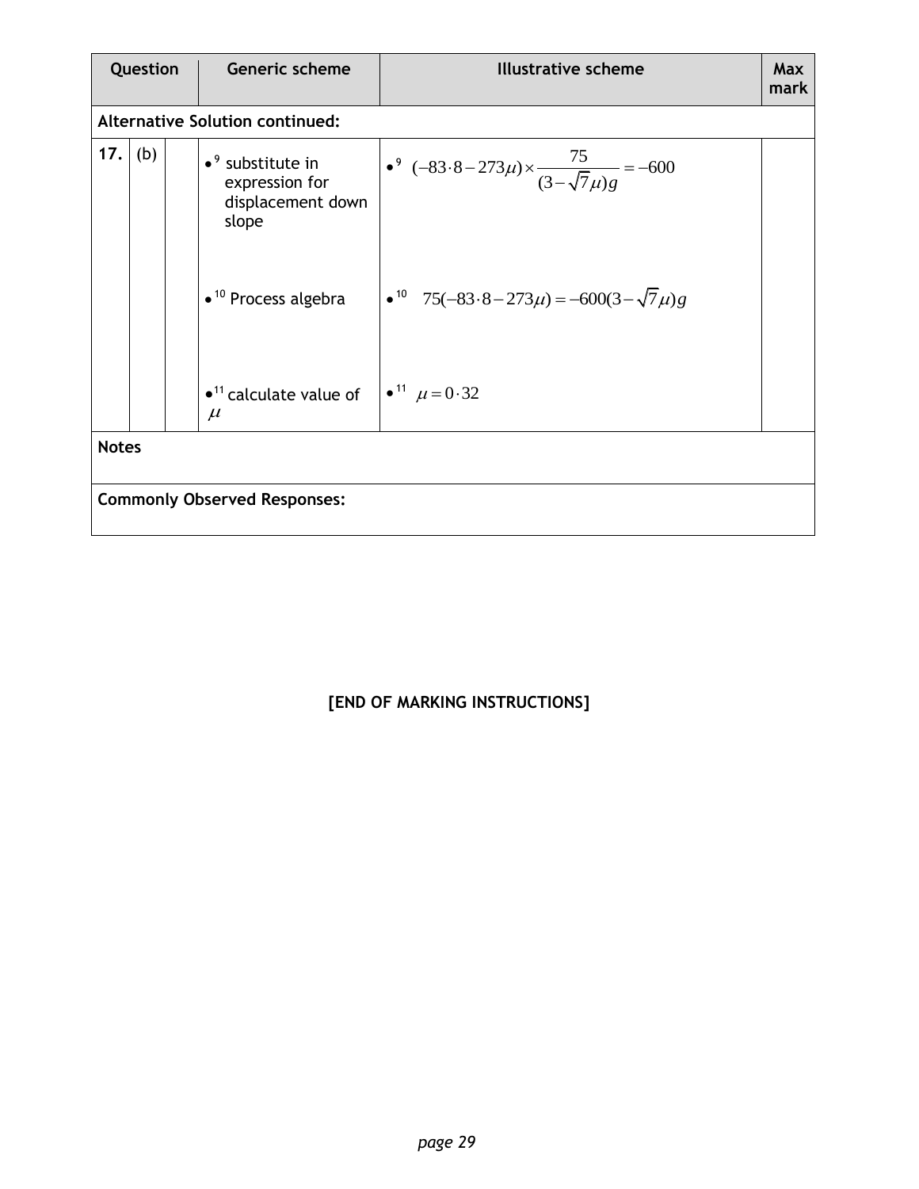| Question | | | Generic scheme | Illustrative scheme | Max mark |
|---|---|---|---|---|---|
| **Alternative Solution continued:** | | | | | |
| **17.** | (b) | | •[9] substitute in expression for displacement down slope | •[9] $(-83\cdot8-273\mu)\times\dfrac{75}{(3-\sqrt{7}\mu)g}=-600$ | |
| | | | •[10] Process algebra | •[10] $75(-83\cdot8-273\mu)=-600(3-\sqrt{7}\mu)g$ | |
| | | | •[11] calculate value of $\mu$ | •[11] $\mu=0\cdot32$ | |
| **Notes** | | | | | |
| **Commonly Observed Responses:** | | | | | |

**[END OF MARKING INSTRUCTIONS]**